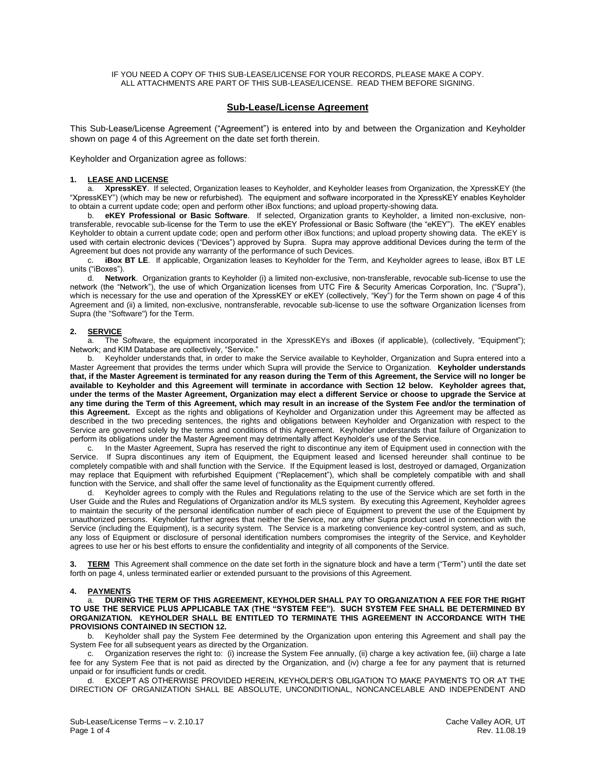IF YOU NEED A COPY OF THIS SUB-LEASE/LICENSE FOR YOUR RECORDS, PLEASE MAKE A COPY.
ALL ATTACHMENTS ARE PART OF THIS SUB-LEASE/LICENSE. READ THEM BEFORE SIGNING.

# Sub-Lease/License Agreement

This Sub-Lease/License Agreement ("Agreement") is entered into by and between the Organization and Keyholder shown on page 4 of this Agreement on the date set forth therein.

Keyholder and Organization agree as follows:

**1. LEASE AND LICENSE**

a. **XpressKEY**. If selected, Organization leases to Keyholder, and Keyholder leases from Organization, the XpressKEY (the "XpressKEY") (which may be new or refurbished). The equipment and software incorporated in the XpressKEY enables Keyholder to obtain a current update code; open and perform other iBox functions; and upload property-showing data.

b. **eKEY Professional or Basic Software**. If selected, Organization grants to Keyholder, a limited non-exclusive, non-transferable, revocable sub-license for the Term to use the eKEY Professional or Basic Software (the "eKEY"). The eKEY enables Keyholder to obtain a current update code; open and perform other iBox functions; and upload property showing data. The eKEY is used with certain electronic devices ("Devices") approved by Supra. Supra may approve additional Devices during the term of the Agreement but does not provide any warranty of the performance of such Devices.

c. **iBox BT LE**. If applicable, Organization leases to Keyholder for the Term, and Keyholder agrees to lease, iBox BT LE units ("iBoxes").

d. **Network**. Organization grants to Keyholder (i) a limited non-exclusive, non-transferable, revocable sub-license to use the network (the "Network"), the use of which Organization licenses from UTC Fire & Security Americas Corporation, Inc. ("Supra"), which is necessary for the use and operation of the XpressKEY or eKEY (collectively, "Key") for the Term shown on page 4 of this Agreement and (ii) a limited, non-exclusive, nontransferable, revocable sub-license to use the software Organization licenses from Supra (the "Software") for the Term.

**2. SERVICE**

a. The Software, the equipment incorporated in the XpressKEYs and iBoxes (if applicable), (collectively, "Equipment"); Network; and KIM Database are collectively, "Service."

b. Keyholder understands that, in order to make the Service available to Keyholder, Organization and Supra entered into a Master Agreement that provides the terms under which Supra will provide the Service to Organization. **Keyholder understands that, if the Master Agreement is terminated for any reason during the Term of this Agreement, the Service will no longer be available to Keyholder and this Agreement will terminate in accordance with Section 12 below. Keyholder agrees that, under the terms of the Master Agreement, Organization may elect a different Service or choose to upgrade the Service at any time during the Term of this Agreement, which may result in an increase of the System Fee and/or the termination of this Agreement.** Except as the rights and obligations of Keyholder and Organization under this Agreement may be affected as described in the two preceding sentences, the rights and obligations between Keyholder and Organization with respect to the Service are governed solely by the terms and conditions of this Agreement. Keyholder understands that failure of Organization to perform its obligations under the Master Agreement may detrimentally affect Keyholder's use of the Service.

c. In the Master Agreement, Supra has reserved the right to discontinue any item of Equipment used in connection with the Service. If Supra discontinues any item of Equipment, the Equipment leased and licensed hereunder shall continue to be completely compatible with and shall function with the Service. If the Equipment leased is lost, destroyed or damaged, Organization may replace that Equipment with refurbished Equipment ("Replacement"), which shall be completely compatible with and shall function with the Service, and shall offer the same level of functionality as the Equipment currently offered.

d. Keyholder agrees to comply with the Rules and Regulations relating to the use of the Service which are set forth in the User Guide and the Rules and Regulations of Organization and/or its MLS system. By executing this Agreement, Keyholder agrees to maintain the security of the personal identification number of each piece of Equipment to prevent the use of the Equipment by unauthorized persons. Keyholder further agrees that neither the Service, nor any other Supra product used in connection with the Service (including the Equipment), is a security system. The Service is a marketing convenience key-control system, and as such, any loss of Equipment or disclosure of personal identification numbers compromises the integrity of the Service, and Keyholder agrees to use her or his best efforts to ensure the confidentiality and integrity of all components of the Service.

**3. TERM** This Agreement shall commence on the date set forth in the signature block and have a term ("Term") until the date set forth on page 4, unless terminated earlier or extended pursuant to the provisions of this Agreement.

**4. PAYMENTS**

a. **DURING THE TERM OF THIS AGREEMENT, KEYHOLDER SHALL PAY TO ORGANIZATION A FEE FOR THE RIGHT TO USE THE SERVICE PLUS APPLICABLE TAX (THE "SYSTEM FEE"). SUCH SYSTEM FEE SHALL BE DETERMINED BY ORGANIZATION. KEYHOLDER SHALL BE ENTITLED TO TERMINATE THIS AGREEMENT IN ACCORDANCE WITH THE PROVISIONS CONTAINED IN SECTION 12.**

b. Keyholder shall pay the System Fee determined by the Organization upon entering this Agreement and shall pay the System Fee for all subsequent years as directed by the Organization.

c. Organization reserves the right to: (i) increase the System Fee annually, (ii) charge a key activation fee, (iii) charge a late fee for any System Fee that is not paid as directed by the Organization, and (iv) charge a fee for any payment that is returned unpaid or for insufficient funds or credit.

d. EXCEPT AS OTHERWISE PROVIDED HEREIN, KEYHOLDER'S OBLIGATION TO MAKE PAYMENTS TO OR AT THE DIRECTION OF ORGANIZATION SHALL BE ABSOLUTE, UNCONDITIONAL, NONCANCELABLE AND INDEPENDENT AND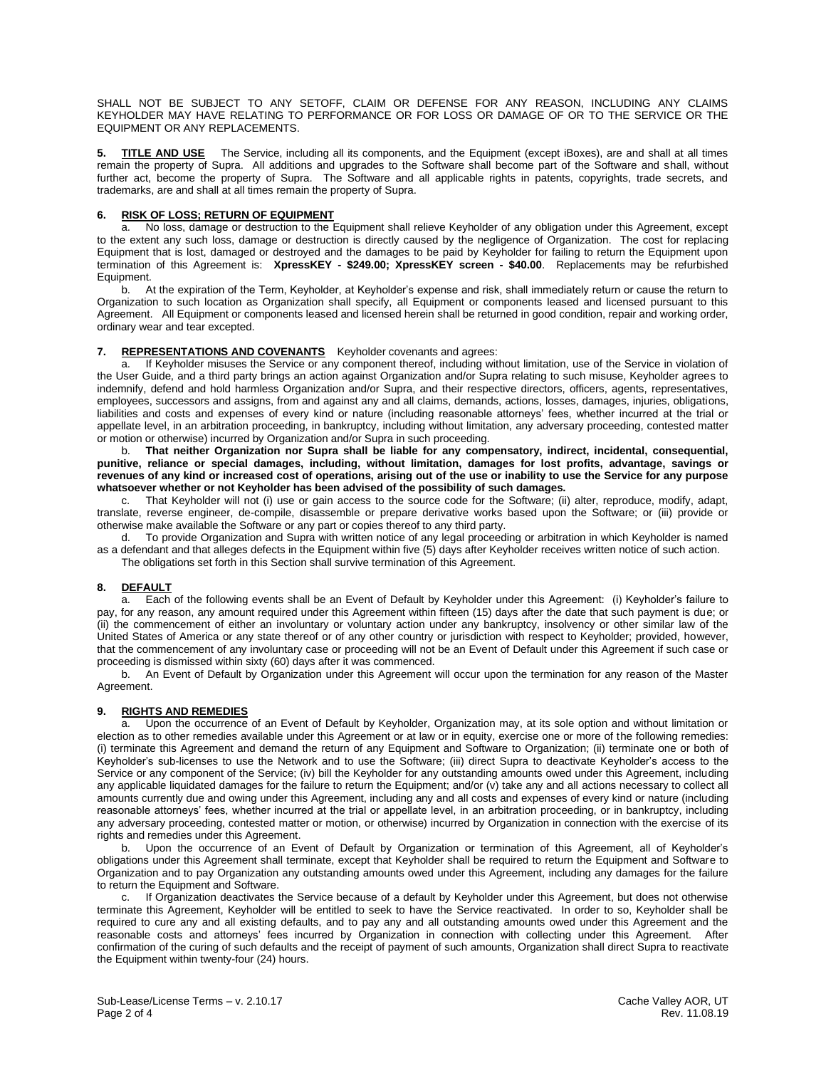SHALL NOT BE SUBJECT TO ANY SETOFF, CLAIM OR DEFENSE FOR ANY REASON, INCLUDING ANY CLAIMS KEYHOLDER MAY HAVE RELATING TO PERFORMANCE OR FOR LOSS OR DAMAGE OF OR TO THE SERVICE OR THE EQUIPMENT OR ANY REPLACEMENTS.

**5. TITLE AND USE** The Service, including all its components, and the Equipment (except iBoxes), are and shall at all times remain the property of Supra. All additions and upgrades to the Software shall become part of the Software and shall, without further act, become the property of Supra. The Software and all applicable rights in patents, copyrights, trade secrets, and trademarks, are and shall at all times remain the property of Supra.

**6. RISK OF LOSS; RETURN OF EQUIPMENT**

a. No loss, damage or destruction to the Equipment shall relieve Keyholder of any obligation under this Agreement, except to the extent any such loss, damage or destruction is directly caused by the negligence of Organization. The cost for replacing Equipment that is lost, damaged or destroyed and the damages to be paid by Keyholder for failing to return the Equipment upon termination of this Agreement is: **XpressKEY - $249.00; XpressKEY screen - $40.00**. Replacements may be refurbished Equipment.

b. At the expiration of the Term, Keyholder, at Keyholder's expense and risk, shall immediately return or cause the return to Organization to such location as Organization shall specify, all Equipment or components leased and licensed pursuant to this Agreement. All Equipment or components leased and licensed herein shall be returned in good condition, repair and working order, ordinary wear and tear excepted.

**7. REPRESENTATIONS AND COVENANTS** Keyholder covenants and agrees:

a. If Keyholder misuses the Service or any component thereof, including without limitation, use of the Service in violation of the User Guide, and a third party brings an action against Organization and/or Supra relating to such misuse, Keyholder agrees to indemnify, defend and hold harmless Organization and/or Supra, and their respective directors, officers, agents, representatives, employees, successors and assigns, from and against any and all claims, demands, actions, losses, damages, injuries, obligations, liabilities and costs and expenses of every kind or nature (including reasonable attorneys' fees, whether incurred at the trial or appellate level, in an arbitration proceeding, in bankruptcy, including without limitation, any adversary proceeding, contested matter or motion or otherwise) incurred by Organization and/or Supra in such proceeding.

b. **That neither Organization nor Supra shall be liable for any compensatory, indirect, incidental, consequential, punitive, reliance or special damages, including, without limitation, damages for lost profits, advantage, savings or revenues of any kind or increased cost of operations, arising out of the use or inability to use the Service for any purpose whatsoever whether or not Keyholder has been advised of the possibility of such damages.**

c. That Keyholder will not (i) use or gain access to the source code for the Software; (ii) alter, reproduce, modify, adapt, translate, reverse engineer, de-compile, disassemble or prepare derivative works based upon the Software; or (iii) provide or otherwise make available the Software or any part or copies thereof to any third party.

d. To provide Organization and Supra with written notice of any legal proceeding or arbitration in which Keyholder is named as a defendant and that alleges defects in the Equipment within five (5) days after Keyholder receives written notice of such action.

The obligations set forth in this Section shall survive termination of this Agreement.

**8. DEFAULT**

a. Each of the following events shall be an Event of Default by Keyholder under this Agreement: (i) Keyholder's failure to pay, for any reason, any amount required under this Agreement within fifteen (15) days after the date that such payment is due; or (ii) the commencement of either an involuntary or voluntary action under any bankruptcy, insolvency or other similar law of the United States of America or any state thereof or of any other country or jurisdiction with respect to Keyholder; provided, however, that the commencement of any involuntary case or proceeding will not be an Event of Default under this Agreement if such case or proceeding is dismissed within sixty (60) days after it was commenced.

b. An Event of Default by Organization under this Agreement will occur upon the termination for any reason of the Master Agreement.

**9. RIGHTS AND REMEDIES**

a. Upon the occurrence of an Event of Default by Keyholder, Organization may, at its sole option and without limitation or election as to other remedies available under this Agreement or at law or in equity, exercise one or more of the following remedies: (i) terminate this Agreement and demand the return of any Equipment and Software to Organization; (ii) terminate one or both of Keyholder's sub-licenses to use the Network and to use the Software; (iii) direct Supra to deactivate Keyholder's access to the Service or any component of the Service; (iv) bill the Keyholder for any outstanding amounts owed under this Agreement, including any applicable liquidated damages for the failure to return the Equipment; and/or (v) take any and all actions necessary to collect all amounts currently due and owing under this Agreement, including any and all costs and expenses of every kind or nature (including reasonable attorneys' fees, whether incurred at the trial or appellate level, in an arbitration proceeding, or in bankruptcy, including any adversary proceeding, contested matter or motion, or otherwise) incurred by Organization in connection with the exercise of its rights and remedies under this Agreement.

b. Upon the occurrence of an Event of Default by Organization or termination of this Agreement, all of Keyholder's obligations under this Agreement shall terminate, except that Keyholder shall be required to return the Equipment and Software to Organization and to pay Organization any outstanding amounts owed under this Agreement, including any damages for the failure to return the Equipment and Software.

c. If Organization deactivates the Service because of a default by Keyholder under this Agreement, but does not otherwise terminate this Agreement, Keyholder will be entitled to seek to have the Service reactivated. In order to so, Keyholder shall be required to cure any and all existing defaults, and to pay any and all outstanding amounts owed under this Agreement and the reasonable costs and attorneys' fees incurred by Organization in connection with collecting under this Agreement. After confirmation of the curing of such defaults and the receipt of payment of such amounts, Organization shall direct Supra to reactivate the Equipment within twenty-four (24) hours.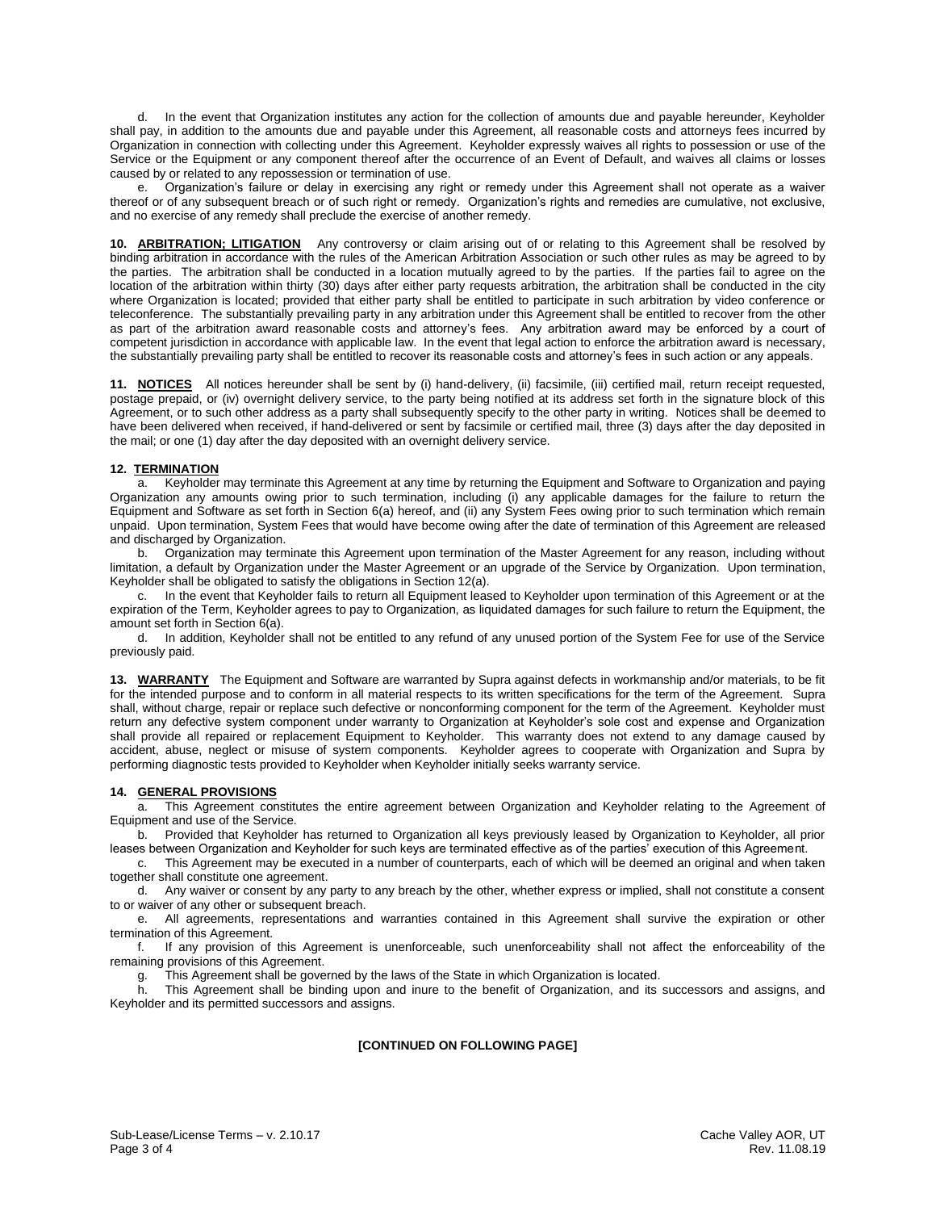d. In the event that Organization institutes any action for the collection of amounts due and payable hereunder, Keyholder shall pay, in addition to the amounts due and payable under this Agreement, all reasonable costs and attorneys fees incurred by Organization in connection with collecting under this Agreement. Keyholder expressly waives all rights to possession or use of the Service or the Equipment or any component thereof after the occurrence of an Event of Default, and waives all claims or losses caused by or related to any repossession or termination of use.

e. Organization's failure or delay in exercising any right or remedy under this Agreement shall not operate as a waiver thereof or of any subsequent breach or of such right or remedy. Organization's rights and remedies are cumulative, not exclusive, and no exercise of any remedy shall preclude the exercise of another remedy.

**10. ARBITRATION; LITIGATION** Any controversy or claim arising out of or relating to this Agreement shall be resolved by binding arbitration in accordance with the rules of the American Arbitration Association or such other rules as may be agreed to by the parties. The arbitration shall be conducted in a location mutually agreed to by the parties. If the parties fail to agree on the location of the arbitration within thirty (30) days after either party requests arbitration, the arbitration shall be conducted in the city where Organization is located; provided that either party shall be entitled to participate in such arbitration by video conference or teleconference. The substantially prevailing party in any arbitration under this Agreement shall be entitled to recover from the other as part of the arbitration award reasonable costs and attorney's fees. Any arbitration award may be enforced by a court of competent jurisdiction in accordance with applicable law. In the event that legal action to enforce the arbitration award is necessary, the substantially prevailing party shall be entitled to recover its reasonable costs and attorney's fees in such action or any appeals.

**11. NOTICES** All notices hereunder shall be sent by (i) hand-delivery, (ii) facsimile, (iii) certified mail, return receipt requested, postage prepaid, or (iv) overnight delivery service, to the party being notified at its address set forth in the signature block of this Agreement, or to such other address as a party shall subsequently specify to the other party in writing. Notices shall be deemed to have been delivered when received, if hand-delivered or sent by facsimile or certified mail, three (3) days after the day deposited in the mail; or one (1) day after the day deposited with an overnight delivery service.

**12. TERMINATION**

a. Keyholder may terminate this Agreement at any time by returning the Equipment and Software to Organization and paying Organization any amounts owing prior to such termination, including (i) any applicable damages for the failure to return the Equipment and Software as set forth in Section 6(a) hereof, and (ii) any System Fees owing prior to such termination which remain unpaid. Upon termination, System Fees that would have become owing after the date of termination of this Agreement are released and discharged by Organization.

b. Organization may terminate this Agreement upon termination of the Master Agreement for any reason, including without limitation, a default by Organization under the Master Agreement or an upgrade of the Service by Organization. Upon termination, Keyholder shall be obligated to satisfy the obligations in Section 12(a).

c. In the event that Keyholder fails to return all Equipment leased to Keyholder upon termination of this Agreement or at the expiration of the Term, Keyholder agrees to pay to Organization, as liquidated damages for such failure to return the Equipment, the amount set forth in Section 6(a).

d. In addition, Keyholder shall not be entitled to any refund of any unused portion of the System Fee for use of the Service previously paid.

**13. WARRANTY** The Equipment and Software are warranted by Supra against defects in workmanship and/or materials, to be fit for the intended purpose and to conform in all material respects to its written specifications for the term of the Agreement. Supra shall, without charge, repair or replace such defective or nonconforming component for the term of the Agreement. Keyholder must return any defective system component under warranty to Organization at Keyholder's sole cost and expense and Organization shall provide all repaired or replacement Equipment to Keyholder. This warranty does not extend to any damage caused by accident, abuse, neglect or misuse of system components. Keyholder agrees to cooperate with Organization and Supra by performing diagnostic tests provided to Keyholder when Keyholder initially seeks warranty service.

**14. GENERAL PROVISIONS**

a. This Agreement constitutes the entire agreement between Organization and Keyholder relating to the Agreement of Equipment and use of the Service.

b. Provided that Keyholder has returned to Organization all keys previously leased by Organization to Keyholder, all prior leases between Organization and Keyholder for such keys are terminated effective as of the parties' execution of this Agreement.

c. This Agreement may be executed in a number of counterparts, each of which will be deemed an original and when taken together shall constitute one agreement.

d. Any waiver or consent by any party to any breach by the other, whether express or implied, shall not constitute a consent to or waiver of any other or subsequent breach.

e. All agreements, representations and warranties contained in this Agreement shall survive the expiration or other termination of this Agreement.

f. If any provision of this Agreement is unenforceable, such unenforceability shall not affect the enforceability of the remaining provisions of this Agreement.

g. This Agreement shall be governed by the laws of the State in which Organization is located.

h. This Agreement shall be binding upon and inure to the benefit of Organization, and its successors and assigns, and Keyholder and its permitted successors and assigns.

**[CONTINUED ON FOLLOWING PAGE]**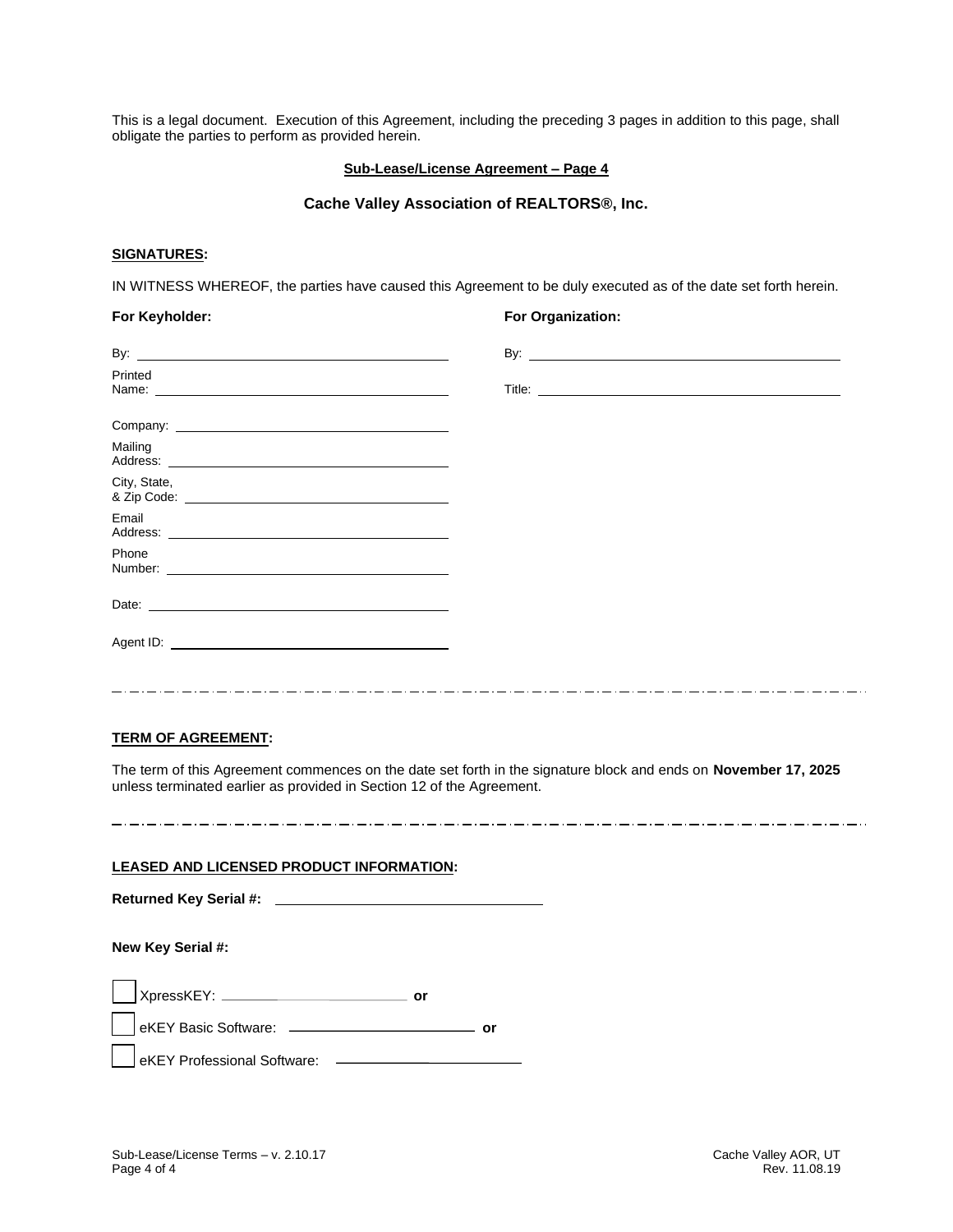This is a legal document. Execution of this Agreement, including the preceding 3 pages in addition to this page, shall obligate the parties to perform as provided herein.

**Sub-Lease/License Agreement – Page 4**

## Cache Valley Association of REALTORS®, Inc.

**SIGNATURES:**

IN WITNESS WHEREOF, the parties have caused this Agreement to be duly executed as of the date set forth herein.

**For Keyholder:**

By: ______________________________

Printed Name: ______________________________

Company: ______________________________

Mailing Address: ______________________________

City, State, & Zip Code: ______________________________

Email Address: ______________________________

Phone Number: ______________________________

Date: ______________________________

Agent ID: ______________________________

**For Organization:**

By: ______________________________

Title: ______________________________

---

**TERM OF AGREEMENT:**

The term of this Agreement commences on the date set forth in the signature block and ends on **November 17, 2025** unless terminated earlier as provided in Section 12 of the Agreement.

---

**LEASED AND LICENSED PRODUCT INFORMATION:**

**Returned Key Serial #:** ______________________________

**New Key Serial #:**

☐ XpressKEY: ______________________ **or**

☐ eKEY Basic Software: ______________________ **or**

☐ eKEY Professional Software: ______________________